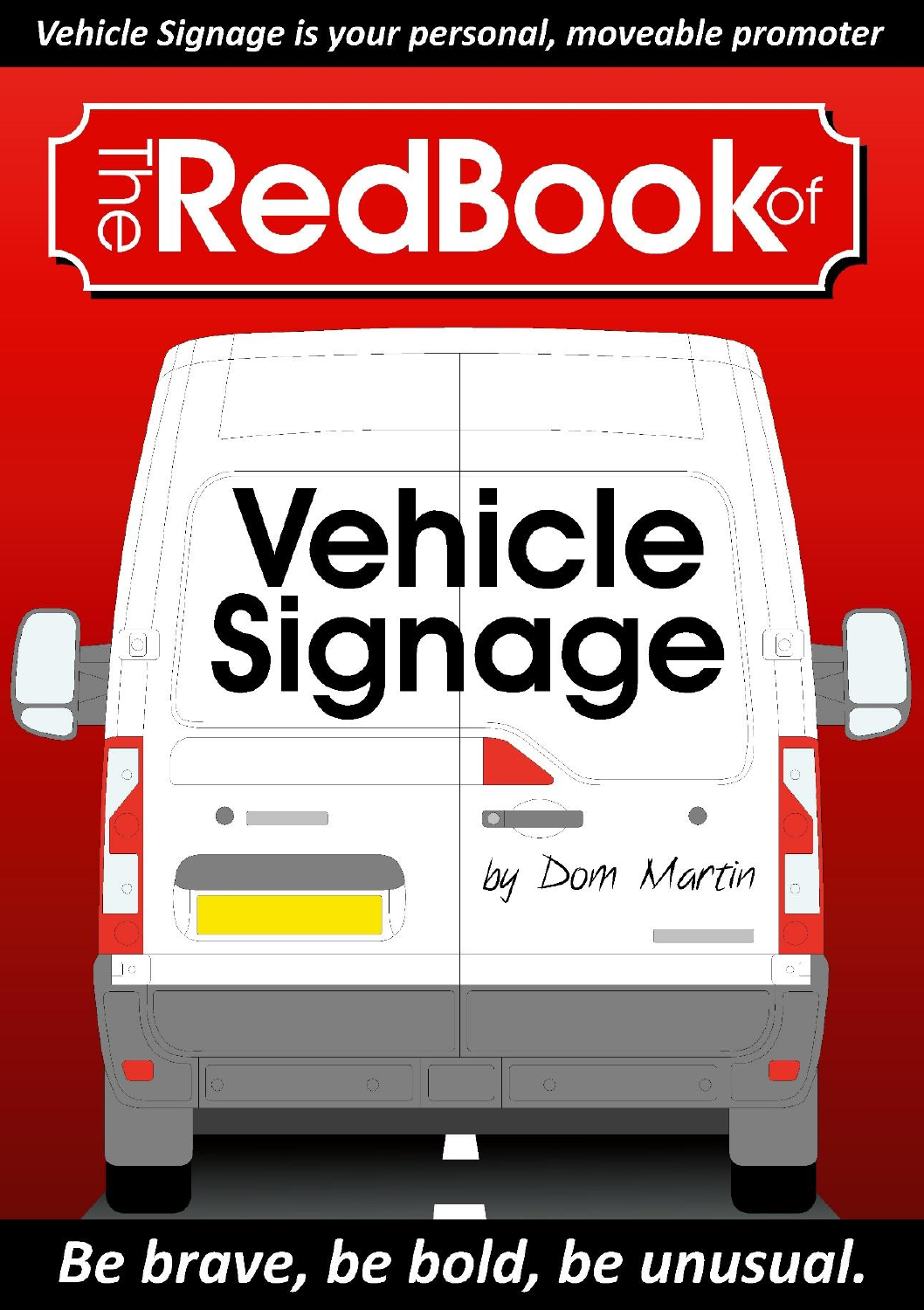*Vehicle Signage is your personal, moveable promoter*

# The RedBook of Vehicle Signage

by Dom Martin

**Be brave, be bold, be unusual.**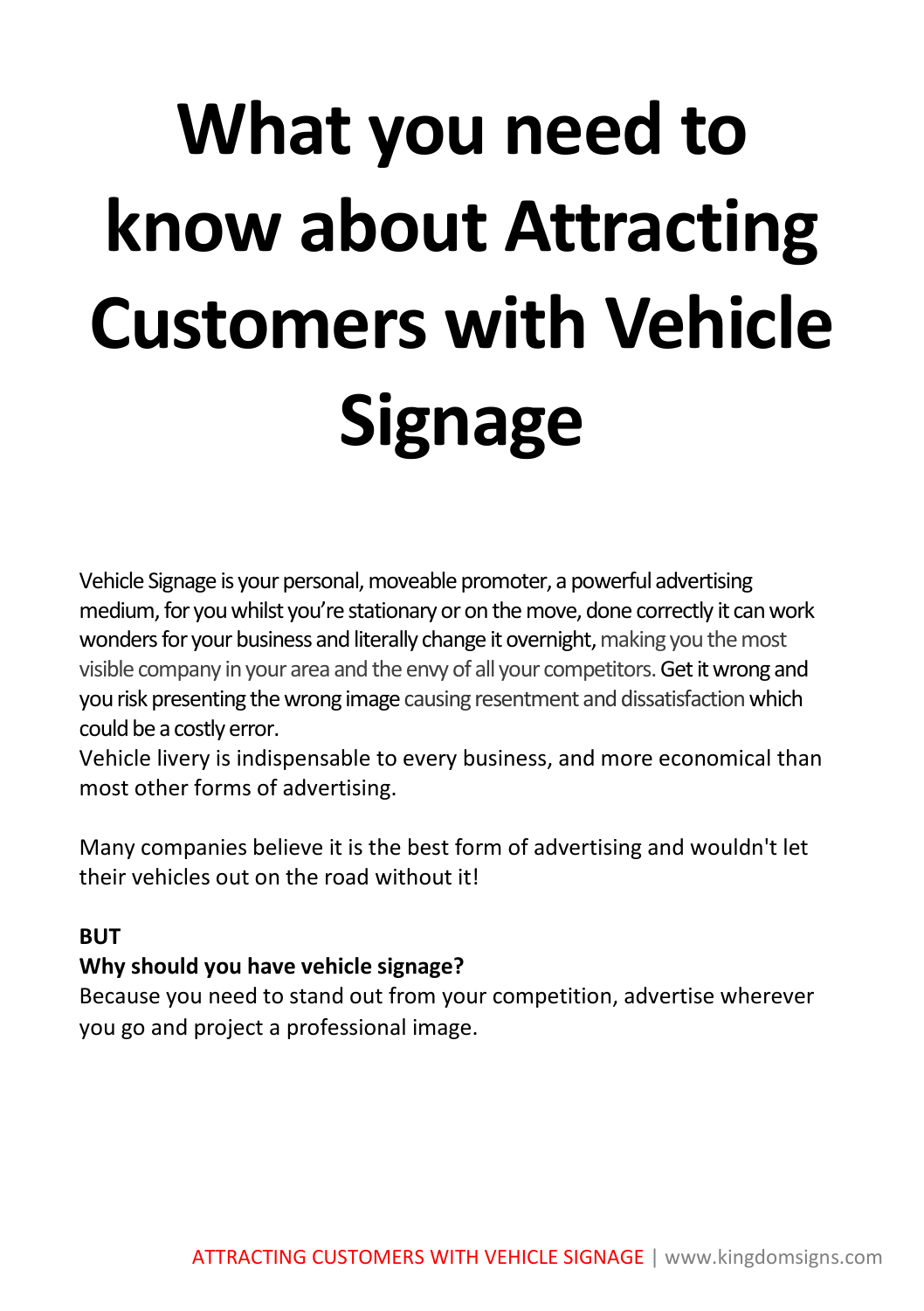# What you need to know about Attracting Customers with Vehicle Signage

Vehicle Signage is your personal, moveable promoter, a powerful advertising medium, for you whilst you're stationary or on the move, done correctly it can work wonders for your business and literally change it overnight, making you the most visible company in your area and the envy of all your competitors. Get it wrong and you risk presenting the wrong image causing resentment and dissatisfaction which could be a costly error.

Vehicle livery is indispensable to every business, and more economical than most other forms of advertising.

Many companies believe it is the best form of advertising and wouldn't let their vehicles out on the road without it!

**BUT**

**Why should you have vehicle signage?**

Because you need to stand out from your competition, advertise wherever you go and project a professional image.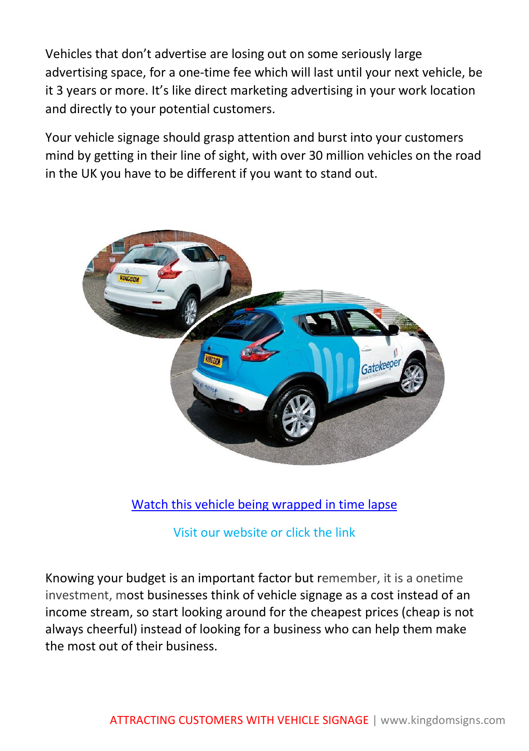Vehicles that don't advertise are losing out on some seriously large advertising space, for a one-time fee which will last until your next vehicle, be it 3 years or more. It's like direct marketing advertising in your work location and directly to your potential customers.

Your vehicle signage should grasp attention and burst into your customers mind by getting in their line of sight, with over 30 million vehicles on the road in the UK you have to be different if you want to stand out.

Watch this vehicle being wrapped in time lapse

Visit our website or click the link

Knowing your budget is an important factor but remember, it is a onetime investment, most businesses think of vehicle signage as a cost instead of an income stream, so start looking around for the cheapest prices (cheap is not always cheerful) instead of looking for a business who can help them make the most out of their business.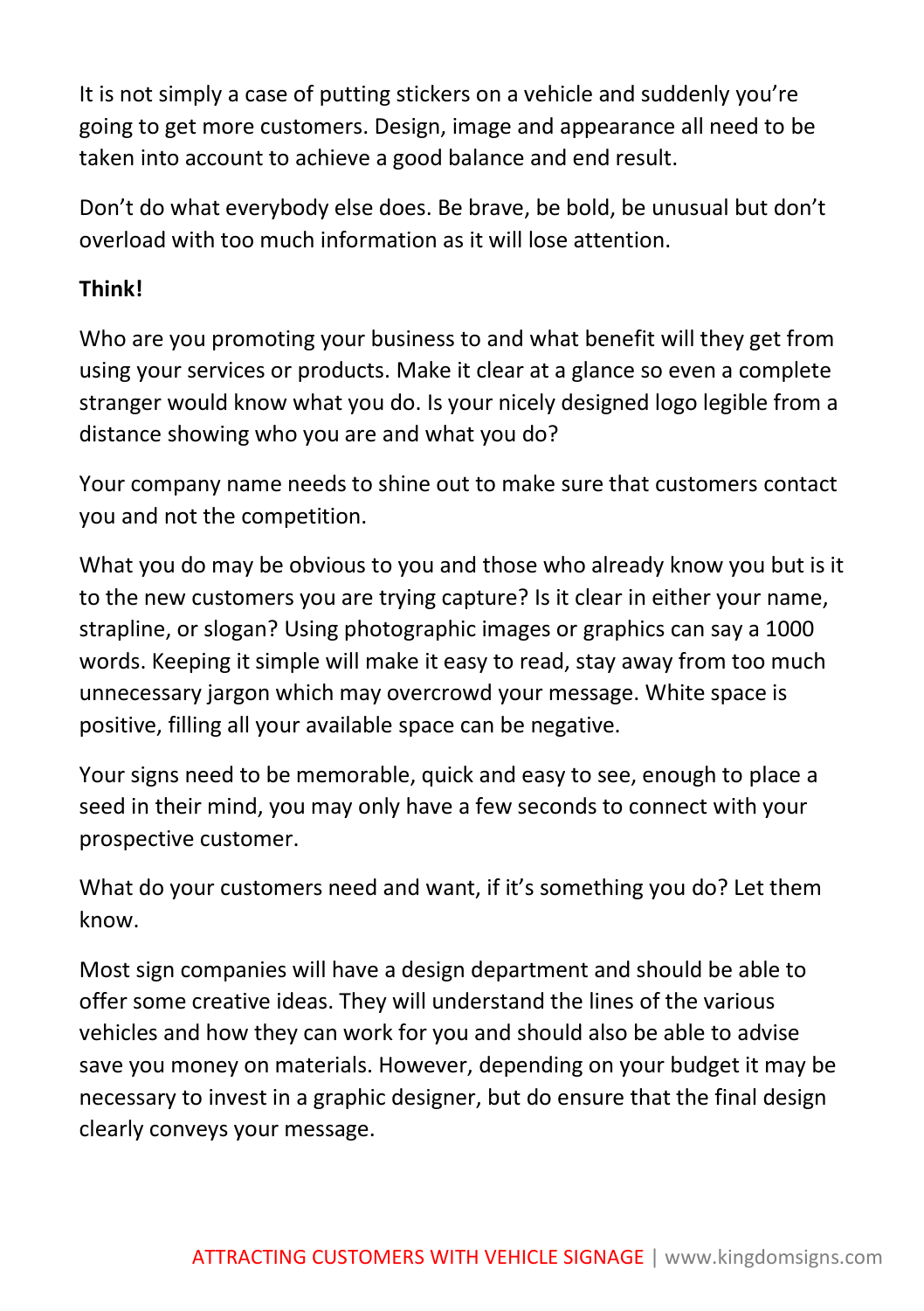It is not simply a case of putting stickers on a vehicle and suddenly you're going to get more customers. Design, image and appearance all need to be taken into account to achieve a good balance and end result.

Don't do what everybody else does. Be brave, be bold, be unusual but don't overload with too much information as it will lose attention.

**Think!**

Who are you promoting your business to and what benefit will they get from using your services or products. Make it clear at a glance so even a complete stranger would know what you do. Is your nicely designed logo legible from a distance showing who you are and what you do?

Your company name needs to shine out to make sure that customers contact you and not the competition.

What you do may be obvious to you and those who already know you but is it to the new customers you are trying capture? Is it clear in either your name, strapline, or slogan? Using photographic images or graphics can say a 1000 words. Keeping it simple will make it easy to read, stay away from too much unnecessary jargon which may overcrowd your message. White space is positive, filling all your available space can be negative.

Your signs need to be memorable, quick and easy to see, enough to place a seed in their mind, you may only have a few seconds to connect with your prospective customer.

What do your customers need and want, if it's something you do? Let them know.

Most sign companies will have a design department and should be able to offer some creative ideas. They will understand the lines of the various vehicles and how they can work for you and should also be able to advise save you money on materials. However, depending on your budget it may be necessary to invest in a graphic designer, but do ensure that the final design clearly conveys your message.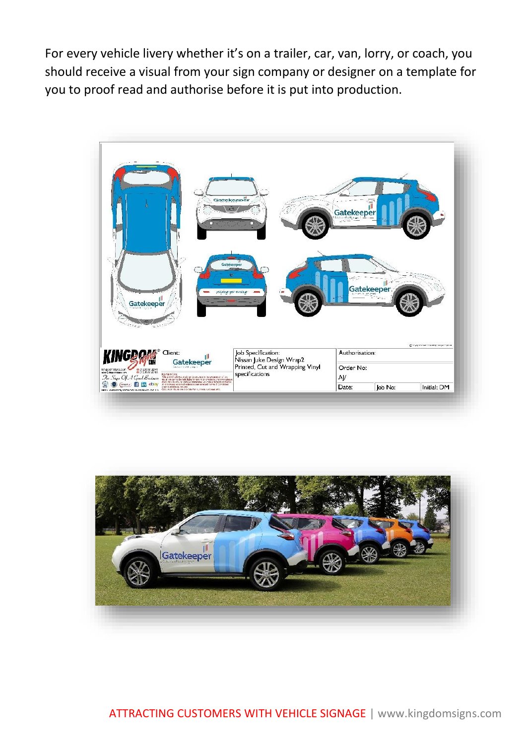For every vehicle livery whether it's on a trailer, car, van, lorry, or coach, you should receive a visual from your sign company or designer on a template for you to proof read and authorise before it is put into production.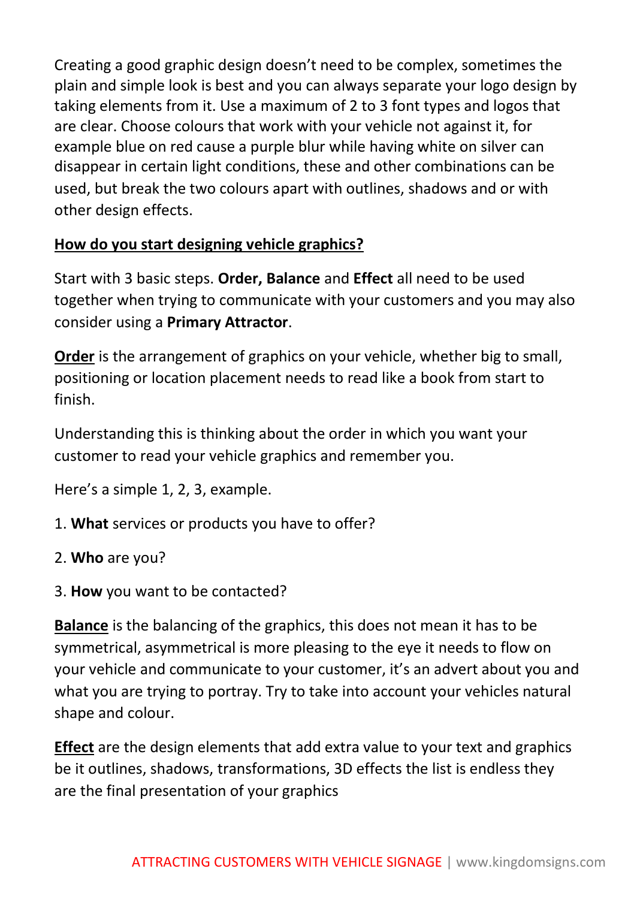Creating a good graphic design doesn't need to be complex, sometimes the plain and simple look is best and you can always separate your logo design by taking elements from it. Use a maximum of 2 to 3 font types and logos that are clear. Choose colours that work with your vehicle not against it, for example blue on red cause a purple blur while having white on silver can disappear in certain light conditions, these and other combinations can be used, but break the two colours apart with outlines, shadows and or with other design effects.

## How do you start designing vehicle graphics?

Start with 3 basic steps. **Order, Balance** and **Effect** all need to be used together when trying to communicate with your customers and you may also consider using a **Primary Attractor**.

**Order** is the arrangement of graphics on your vehicle, whether big to small, positioning or location placement needs to read like a book from start to finish.

Understanding this is thinking about the order in which you want your customer to read your vehicle graphics and remember you.

Here's a simple 1, 2, 3, example.

1. **What** services or products you have to offer?
2. **Who** are you?
3. **How** you want to be contacted?

**Balance** is the balancing of the graphics, this does not mean it has to be symmetrical, asymmetrical is more pleasing to the eye it needs to flow on your vehicle and communicate to your customer, it's an advert about you and what you are trying to portray. Try to take into account your vehicles natural shape and colour.

**Effect** are the design elements that add extra value to your text and graphics be it outlines, shadows, transformations, 3D effects the list is endless they are the final presentation of your graphics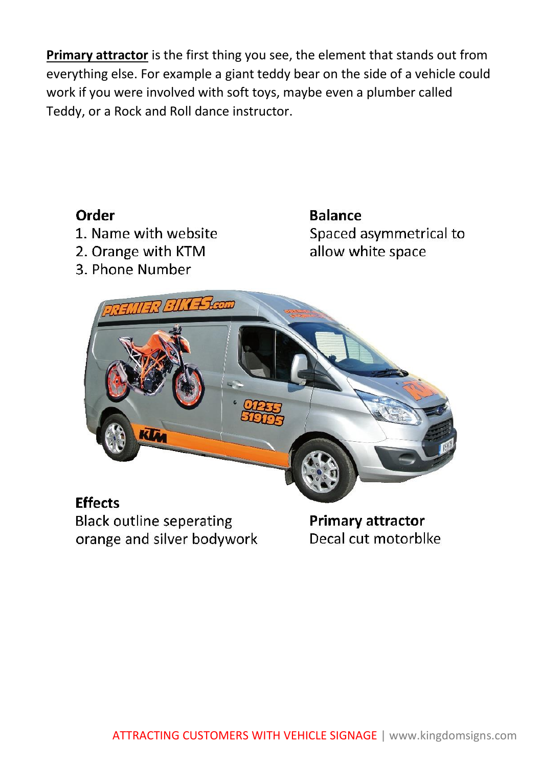**Primary attractor** is the first thing you see, the element that stands out from everything else. For example a giant teddy bear on the side of a vehicle could work if you were involved with soft toys, maybe even a plumber called Teddy, or a Rock and Roll dance instructor.

**Order**
1. Name with website
2. Orange with KTM
3. Phone Number

**Balance**
Spaced asymmetrical to allow white space

**Effects**
Black outline seperating orange and silver bodywork

**Primary attractor**
Decal cut motorblke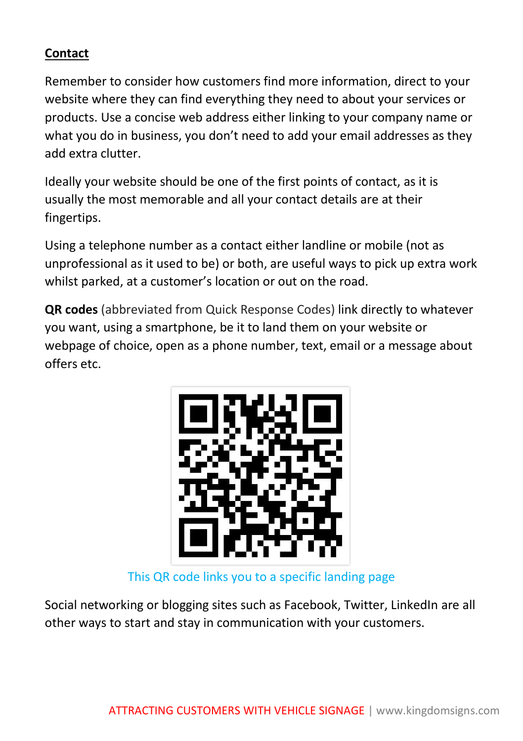## Contact

Remember to consider how customers find more information, direct to your website where they can find everything they need to about your services or products. Use a concise web address either linking to your company name or what you do in business, you don't need to add your email addresses as they add extra clutter.

Ideally your website should be one of the first points of contact, as it is usually the most memorable and all your contact details are at their fingertips.

Using a telephone number as a contact either landline or mobile (not as unprofessional as it used to be) or both, are useful ways to pick up extra work whilst parked, at a customer's location or out on the road.

**QR codes** (abbreviated from Quick Response Codes) link directly to whatever you want, using a smartphone, be it to land them on your website or webpage of choice, open as a phone number, text, email or a message about offers etc.

This QR code links you to a specific landing page

Social networking or blogging sites such as Facebook, Twitter, LinkedIn are all other ways to start and stay in communication with your customers.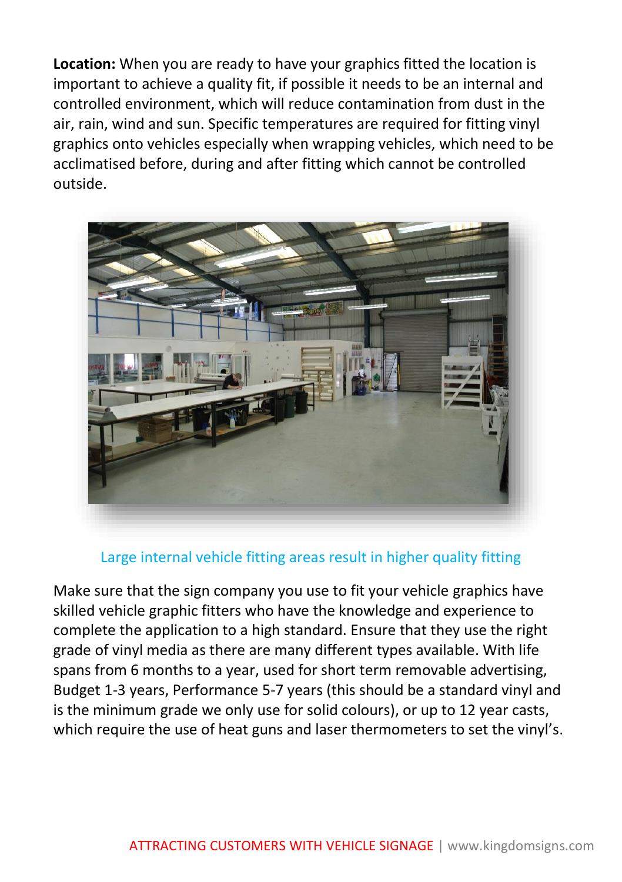**Location:** When you are ready to have your graphics fitted the location is important to achieve a quality fit, if possible it needs to be an internal and controlled environment, which will reduce contamination from dust in the air, rain, wind and sun. Specific temperatures are required for fitting vinyl graphics onto vehicles especially when wrapping vehicles, which need to be acclimatised before, during and after fitting which cannot be controlled outside.

Large internal vehicle fitting areas result in higher quality fitting

Make sure that the sign company you use to fit your vehicle graphics have skilled vehicle graphic fitters who have the knowledge and experience to complete the application to a high standard. Ensure that they use the right grade of vinyl media as there are many different types available. With life spans from 6 months to a year, used for short term removable advertising, Budget 1-3 years, Performance 5-7 years (this should be a standard vinyl and is the minimum grade we only use for solid colours), or up to 12 year casts, which require the use of heat guns and laser thermometers to set the vinyl's.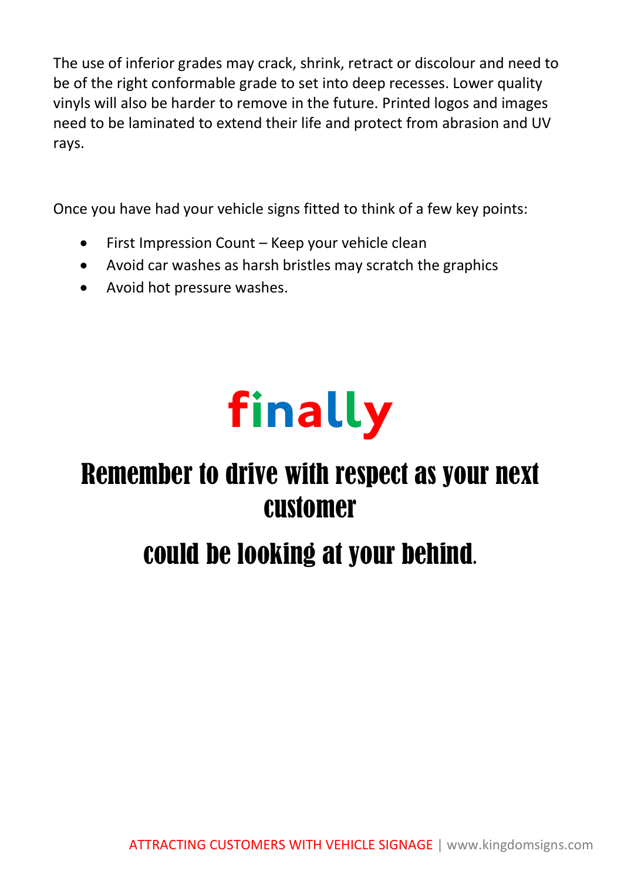The use of inferior grades may crack, shrink, retract or discolour and need to be of the right conformable grade to set into deep recesses. Lower quality vinyls will also be harder to remove in the future. Printed logos and images need to be laminated to extend their life and protect from abrasion and UV rays.

Once you have had your vehicle signs fitted to think of a few key points:

- First Impression Count – Keep your vehicle clean
- Avoid car washes as harsh bristles may scratch the graphics
- Avoid hot pressure washes.

# finally

## Remember to drive with respect as your next customer

## could be looking at your behind.